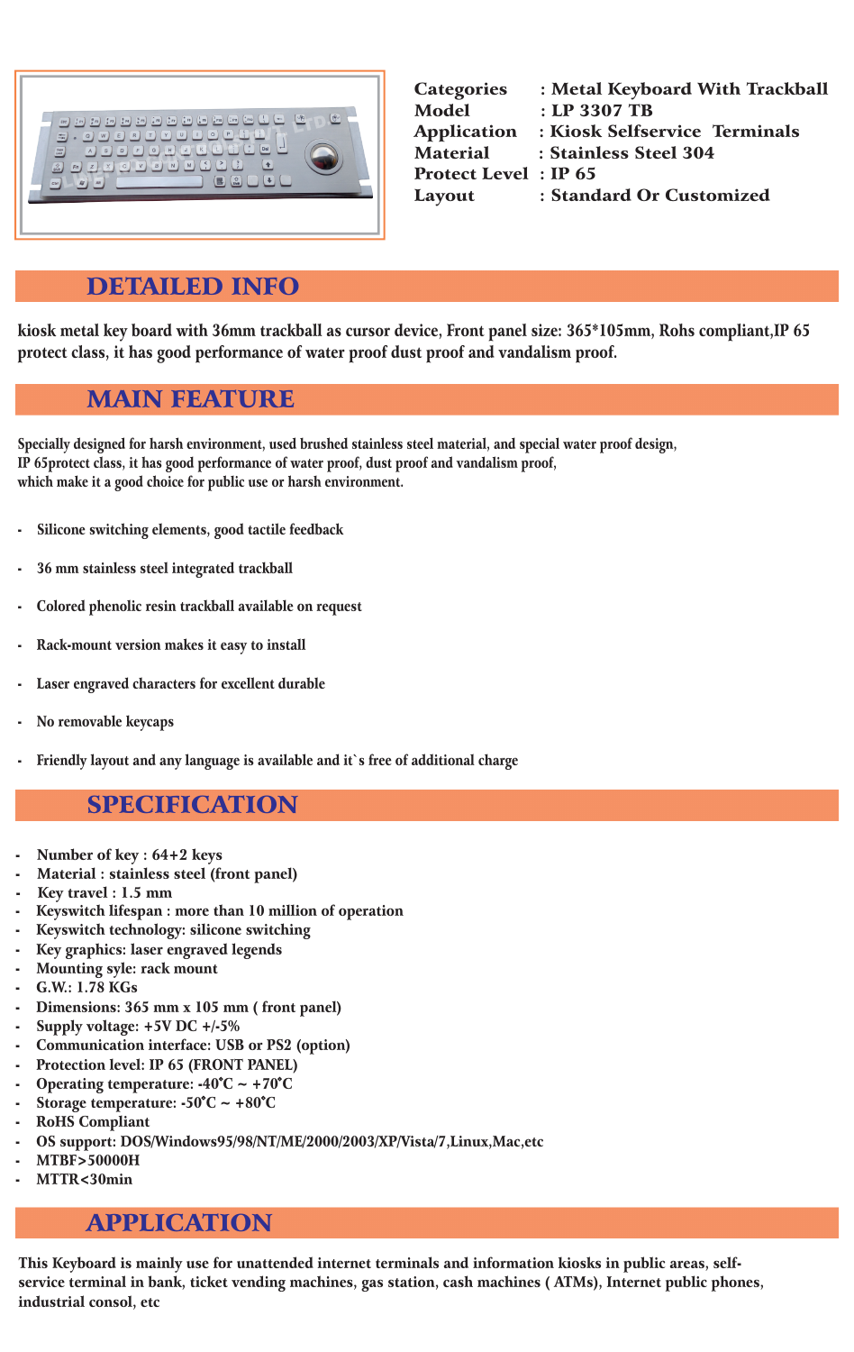| | |
|---|---|
| Categories | : Metal Keyboard With Trackball |
| Model | : LP 3307 TB |
| Application | : Kiosk Selfservice Terminals |
| Material | : Stainless Steel 304 |
| Protect Level | : IP 65 |
| Layout | : Standard Or Customized |

## DETAILED INFO

kiosk metal key board with 36mm trackball as cursor device, Front panel size: 365*105mm, Rohs compliant,IP 65 protect class, it has good performance of water proof dust proof and vandalism proof.

## MAIN FEATURE

Specially designed for harsh environment, used brushed stainless steel material, and special water proof design, IP 65protect class, it has good performance of water proof, dust proof and vandalism proof, which make it a good choice for public use or harsh environment.

- Silicone switching elements, good tactile feedback
- 36 mm stainless steel integrated trackball
- Colored phenolic resin trackball available on request
- Rack-mount version makes it easy to install
- Laser engraved characters for excellent durable
- No removable keycaps
- Friendly layout and any language is available and it`s free of additional charge

## SPECIFICATION

- Number of key : 64+2 keys
- Material : stainless steel (front panel)
- Key travel : 1.5 mm
- Keyswitch lifespan : more than 10 million of operation
- Keyswitch technology: silicone switching
- Key graphics: laser engraved legends
- Mounting syle: rack mount
- G.W.: 1.78 KGs
- Dimensions: 365 mm x 105 mm ( front panel)
- Supply voltage: +5V DC +/-5%
- Communication interface: USB or PS2 (option)
- Protection level: IP 65 (FRONT PANEL)
- Operating temperature: -40°C ~ +70°C
- Storage temperature: -50°C ~ +80°C
- RoHS Compliant
- OS support: DOS/Windows95/98/NT/ME/2000/2003/XP/Vista/7,Linux,Mac,etc
- MTBF>50000H
- MTTR<30min

## APPLICATION

This Keyboard is mainly use for unattended internet terminals and information kiosks in public areas, self-service terminal in bank, ticket vending machines, gas station, cash machines ( ATMs), Internet public phones, industrial consol, etc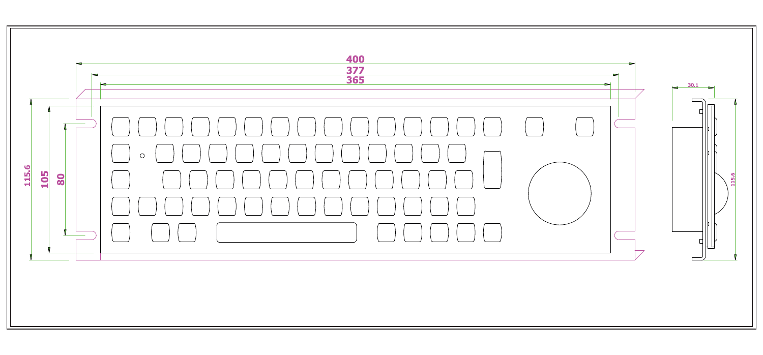400

377

365

115.6

105

80

30.1

115.6